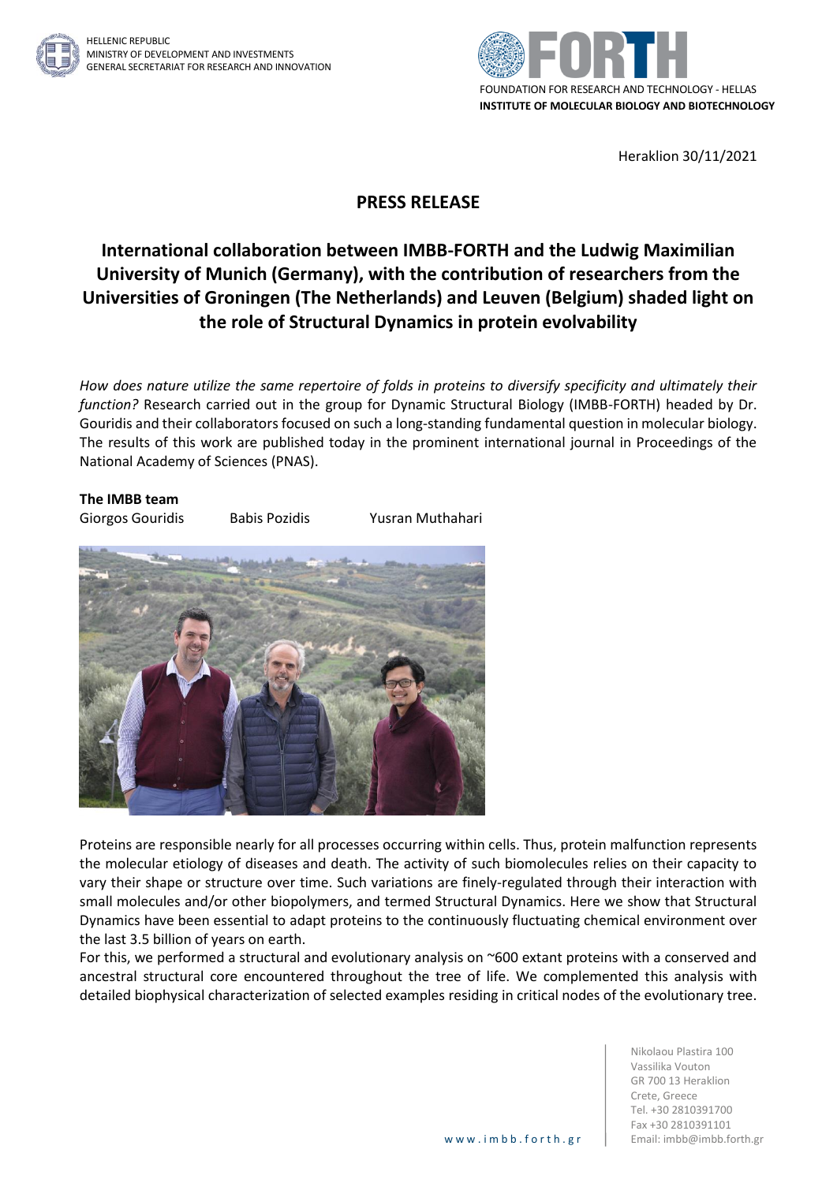HELLENIC REPUBLIC
MINISTRY OF DEVELOPMENT AND INVESTMENTS
GENERAL SECRETARIAT FOR RESEARCH AND INNOVATION

FOUNDATION FOR RESEARCH AND TECHNOLOGY - HELLAS
**INSTITUTE OF MOLECULAR BIOLOGY AND BIOTECHNOLOGY**

Heraklion 30/11/2021

# PRESS RELEASE

## International collaboration between IMBB-FORTH and the Ludwig Maximilian University of Munich (Germany), with the contribution of researchers from the Universities of Groningen (The Netherlands) and Leuven (Belgium) shaded light on the role of Structural Dynamics in protein evolvability

*How does nature utilize the same repertoire of folds in proteins to diversify specificity and ultimately their function?* Research carried out in the group for Dynamic Structural Biology (IMBB-FORTH) headed by Dr. Gouridis and their collaborators focused on such a long-standing fundamental question in molecular biology. The results of this work are published today in the prominent international journal in Proceedings of the National Academy of Sciences (PNAS).

**The IMBB team**

Giorgos Gouridis   Babis Pozidis   Yusran Muthahari

Proteins are responsible nearly for all processes occurring within cells. Thus, protein malfunction represents the molecular etiology of diseases and death. The activity of such biomolecules relies on their capacity to vary their shape or structure over time. Such variations are finely-regulated through their interaction with small molecules and/or other biopolymers, and termed Structural Dynamics. Here we show that Structural Dynamics have been essential to adapt proteins to the continuously fluctuating chemical environment over the last 3.5 billion of years on earth.

For this, we performed a structural and evolutionary analysis on ~600 extant proteins with a conserved and ancestral structural core encountered throughout the tree of life. We complemented this analysis with detailed biophysical characterization of selected examples residing in critical nodes of the evolutionary tree.

Nikolaou Plastira 100
Vassilika Vouton
GR 700 13 Heraklion
Crete, Greece
Tel. +30 2810391700
Fax +30 2810391101
Email: imbb@imbb.forth.gr

www.imbb.forth.gr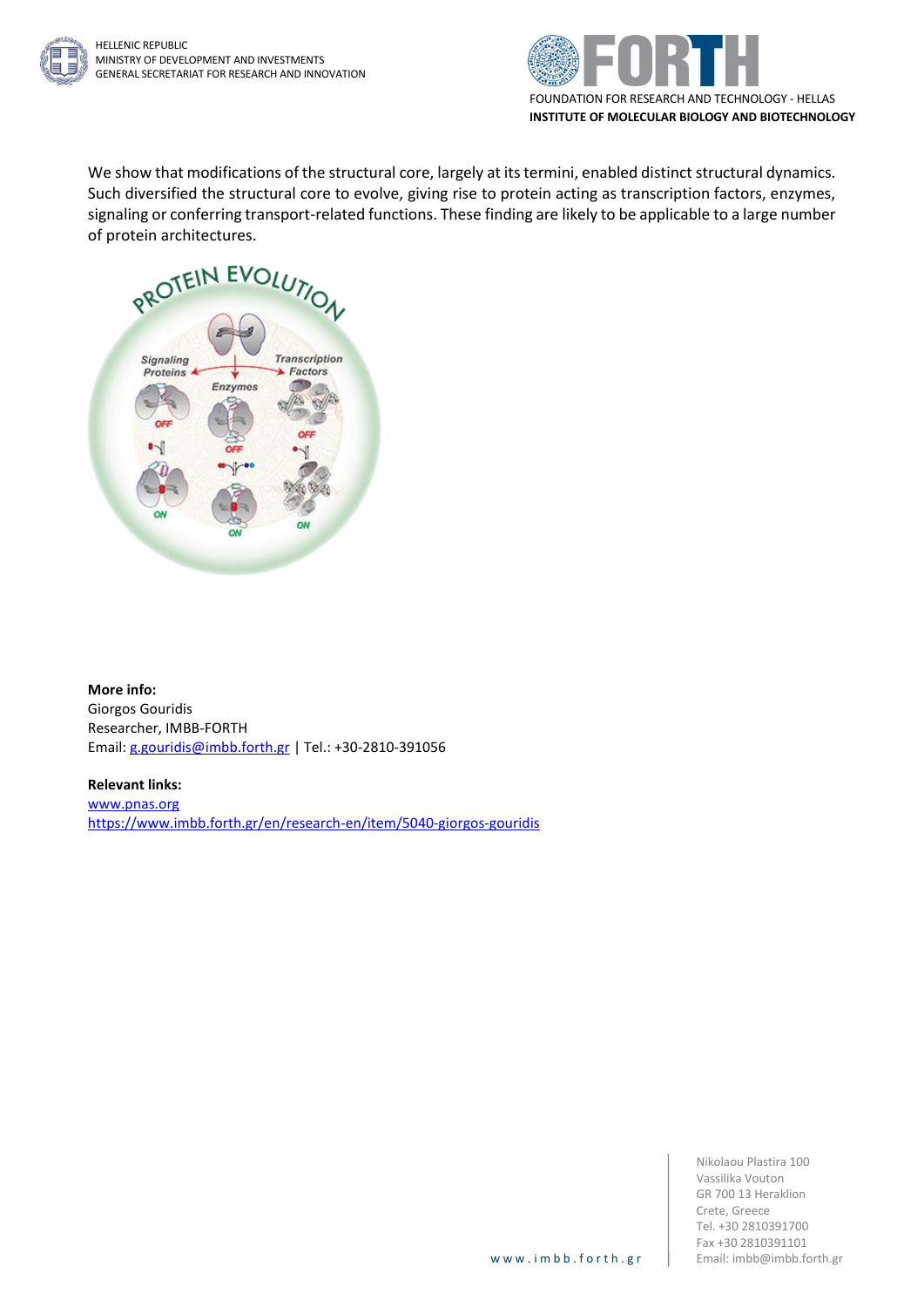We show that modifications of the structural core, largely at its termini, enabled distinct structural dynamics. Such diversified the structural core to evolve, giving rise to protein acting as transcription factors, enzymes, signaling or conferring transport-related functions. These finding are likely to be applicable to a large number of protein architectures.

PROTEIN EVOLUTION

Signaling Proteins

Enzymes

Transcription Factors

OFF

OFF

OFF

ON

ON

ON

**More info:**
Giorgos Gouridis
Researcher, IMBB-FORTH
Email: g.gouridis@imbb.forth.gr | Tel.: +30-2810-391056

**Relevant links:**
www.pnas.org
https://www.imbb.forth.gr/en/research-en/item/5040-giorgos-gouridis